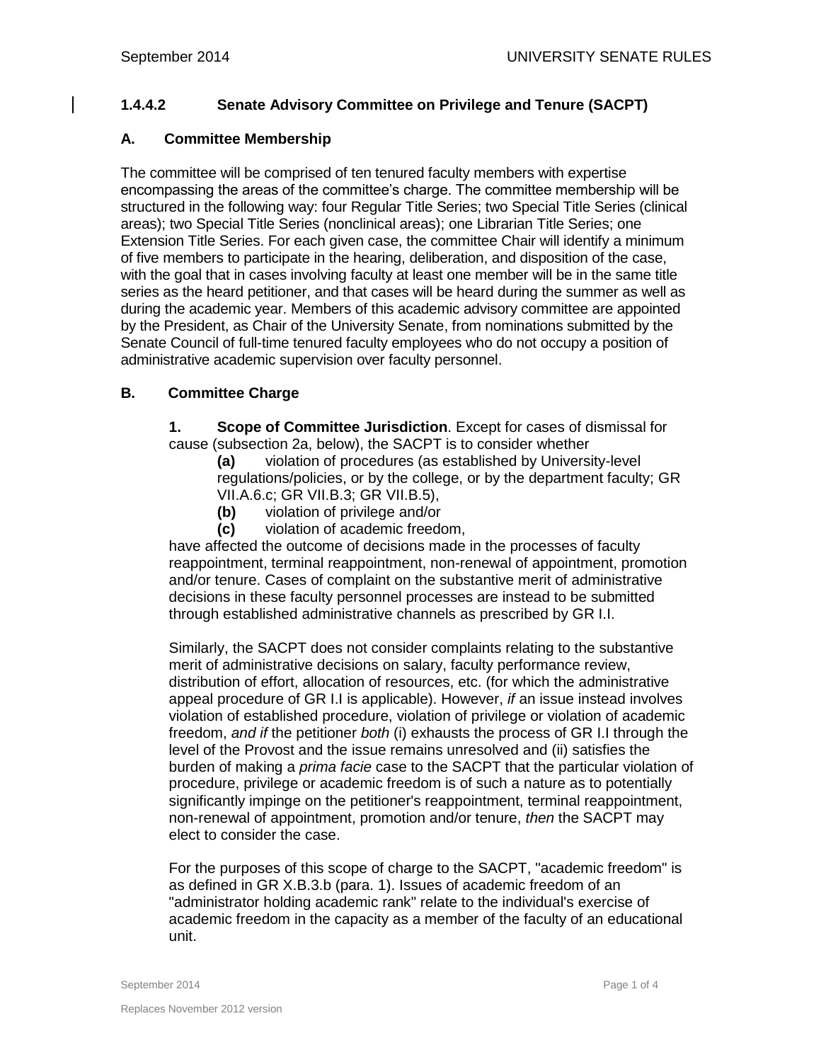### 1.4.4.2 Senate Advisory Committee on Privilege and Tenure (SACPT)

#### A. Committee Membership

The committee will be comprised of ten tenured faculty members with expertise encompassing the areas of the committee's charge. The committee membership will be structured in the following way: four Regular Title Series; two Special Title Series (clinical areas); two Special Title Series (nonclinical areas); one Librarian Title Series; one Extension Title Series. For each given case, the committee Chair will identify a minimum of five members to participate in the hearing, deliberation, and disposition of the case, with the goal that in cases involving faculty at least one member will be in the same title series as the heard petitioner, and that cases will be heard during the summer as well as during the academic year. Members of this academic advisory committee are appointed by the President, as Chair of the University Senate, from nominations submitted by the Senate Council of full-time tenured faculty employees who do not occupy a position of administrative academic supervision over faculty personnel.

#### B. Committee Charge

**1. Scope of Committee Jurisdiction**. Except for cases of dismissal for cause (subsection 2a, below), the SACPT is to consider whether

- **(a)** violation of procedures (as established by University-level regulations/policies, or by the college, or by the department faculty; GR VII.A.6.c; GR VII.B.3; GR VII.B.5),
- **(b)** violation of privilege and/or
- **(c)** violation of academic freedom,

have affected the outcome of decisions made in the processes of faculty reappointment, terminal reappointment, non-renewal of appointment, promotion and/or tenure. Cases of complaint on the substantive merit of administrative decisions in these faculty personnel processes are instead to be submitted through established administrative channels as prescribed by GR I.I.

Similarly, the SACPT does not consider complaints relating to the substantive merit of administrative decisions on salary, faculty performance review, distribution of effort, allocation of resources, etc. (for which the administrative appeal procedure of GR I.I is applicable). However, *if* an issue instead involves violation of established procedure, violation of privilege or violation of academic freedom, *and if* the petitioner *both* (i) exhausts the process of GR I.I through the level of the Provost and the issue remains unresolved and (ii) satisfies the burden of making a *prima facie* case to the SACPT that the particular violation of procedure, privilege or academic freedom is of such a nature as to potentially significantly impinge on the petitioner's reappointment, terminal reappointment, non-renewal of appointment, promotion and/or tenure, *then* the SACPT may elect to consider the case.

For the purposes of this scope of charge to the SACPT, "academic freedom" is as defined in GR X.B.3.b (para. 1). Issues of academic freedom of an "administrator holding academic rank" relate to the individual's exercise of academic freedom in the capacity as a member of the faculty of an educational unit.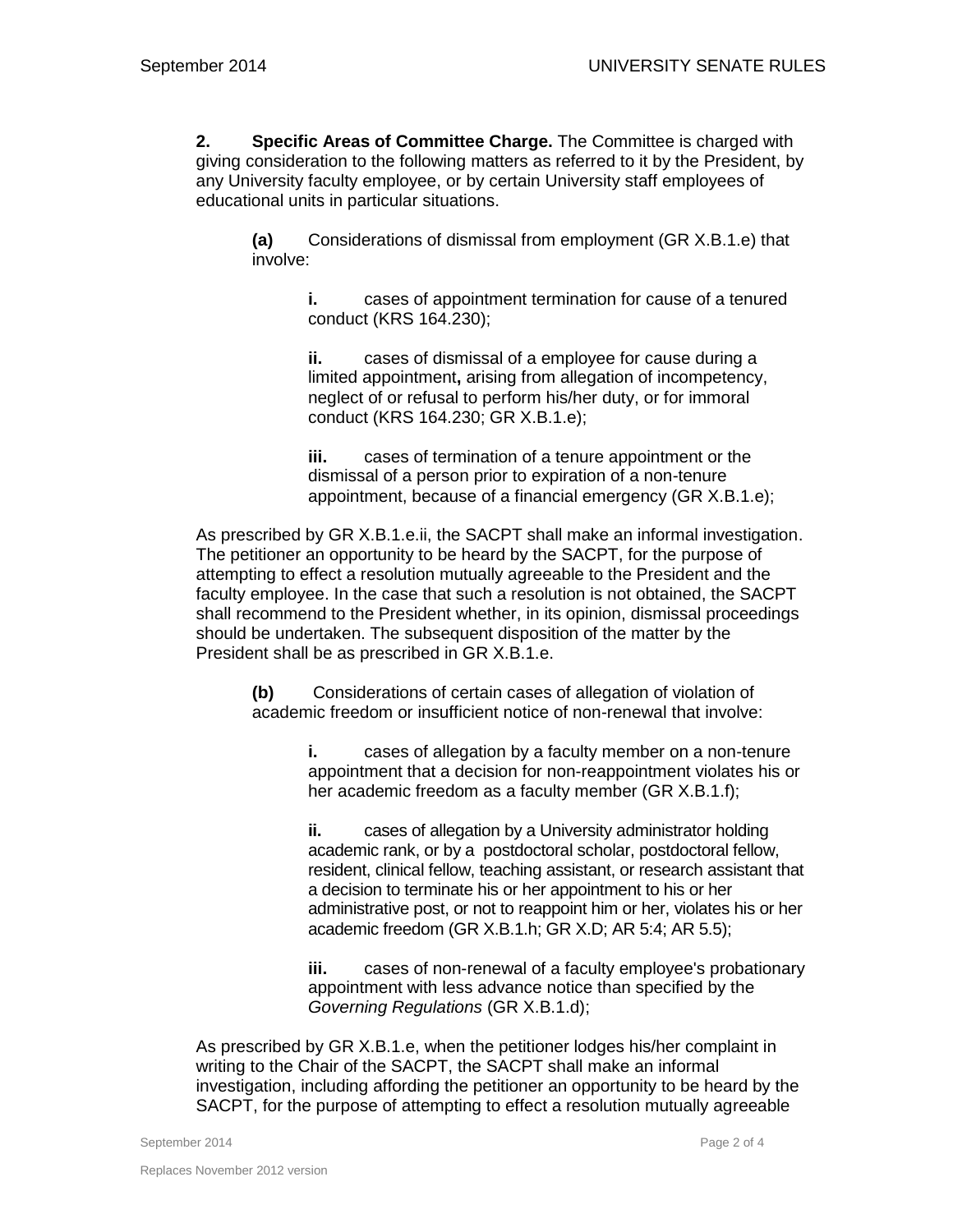**2. Specific Areas of Committee Charge.** The Committee is charged with giving consideration to the following matters as referred to it by the President, by any University faculty employee, or by certain University staff employees of educational units in particular situations.

**(a)** Considerations of dismissal from employment (GR X.B.1.e) that involve:

**i.** cases of appointment termination for cause of a tenured conduct (KRS 164.230);

**ii.** cases of dismissal of a employee for cause during a limited appointment**,** arising from allegation of incompetency, neglect of or refusal to perform his/her duty, or for immoral conduct (KRS 164.230; GR X.B.1.e);

**iii.** cases of termination of a tenure appointment or the dismissal of a person prior to expiration of a non-tenure appointment, because of a financial emergency (GR X.B.1.e);

As prescribed by GR X.B.1.e.ii, the SACPT shall make an informal investigation. The petitioner an opportunity to be heard by the SACPT, for the purpose of attempting to effect a resolution mutually agreeable to the President and the faculty employee. In the case that such a resolution is not obtained, the SACPT shall recommend to the President whether, in its opinion, dismissal proceedings should be undertaken. The subsequent disposition of the matter by the President shall be as prescribed in GR X.B.1.e.

**(b)** Considerations of certain cases of allegation of violation of academic freedom or insufficient notice of non-renewal that involve:

**i.** cases of allegation by a faculty member on a non-tenure appointment that a decision for non-reappointment violates his or her academic freedom as a faculty member (GR X.B.1.f);

**ii.** cases of allegation by a University administrator holding academic rank, or by a postdoctoral scholar, postdoctoral fellow, resident, clinical fellow, teaching assistant, or research assistant that a decision to terminate his or her appointment to his or her administrative post, or not to reappoint him or her, violates his or her academic freedom (GR X.B.1.h; GR X.D; AR 5:4; AR 5.5);

**iii.** cases of non-renewal of a faculty employee's probationary appointment with less advance notice than specified by the *Governing Regulations* (GR X.B.1.d);

As prescribed by GR X.B.1.e, when the petitioner lodges his/her complaint in writing to the Chair of the SACPT, the SACPT shall make an informal investigation, including affording the petitioner an opportunity to be heard by the SACPT, for the purpose of attempting to effect a resolution mutually agreeable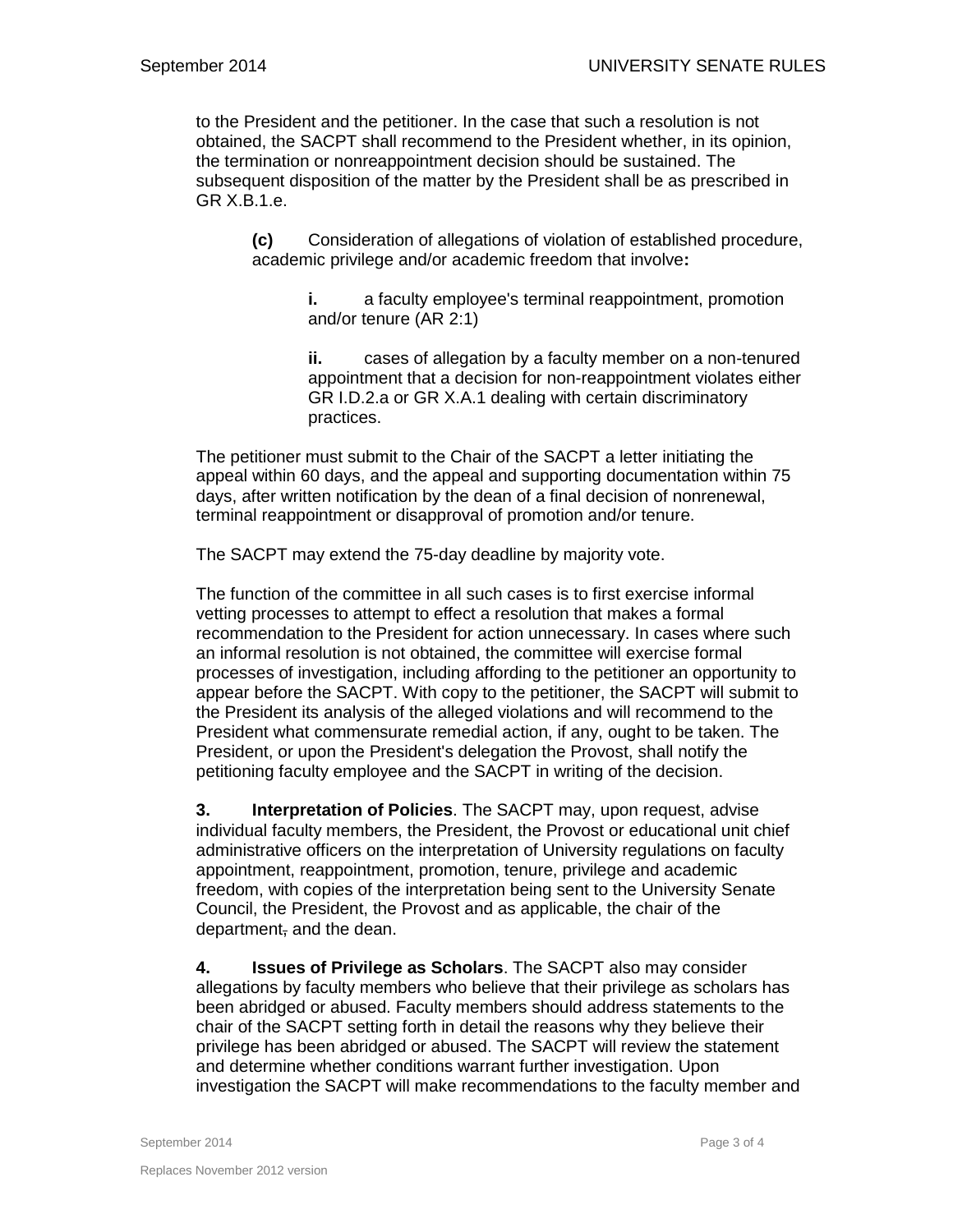to the President and the petitioner. In the case that such a resolution is not obtained, the SACPT shall recommend to the President whether, in its opinion, the termination or nonreappointment decision should be sustained. The subsequent disposition of the matter by the President shall be as prescribed in GR X.B.1.e.

> **(c)** Consideration of allegations of violation of established procedure, academic privilege and/or academic freedom that involve**:**
>
> > **i.** a faculty employee's terminal reappointment, promotion and/or tenure (AR 2:1)
> >
> > **ii.** cases of allegation by a faculty member on a non-tenured appointment that a decision for non-reappointment violates either GR I.D.2.a or GR X.A.1 dealing with certain discriminatory practices.

The petitioner must submit to the Chair of the SACPT a letter initiating the appeal within 60 days, and the appeal and supporting documentation within 75 days, after written notification by the dean of a final decision of nonrenewal, terminal reappointment or disapproval of promotion and/or tenure.

The SACPT may extend the 75-day deadline by majority vote.

The function of the committee in all such cases is to first exercise informal vetting processes to attempt to effect a resolution that makes a formal recommendation to the President for action unnecessary. In cases where such an informal resolution is not obtained, the committee will exercise formal processes of investigation, including affording to the petitioner an opportunity to appear before the SACPT. With copy to the petitioner, the SACPT will submit to the President its analysis of the alleged violations and will recommend to the President what commensurate remedial action, if any, ought to be taken. The President, or upon the President's delegation the Provost, shall notify the petitioning faculty employee and the SACPT in writing of the decision.

**3. Interpretation of Policies**. The SACPT may, upon request, advise individual faculty members, the President, the Provost or educational unit chief administrative officers on the interpretation of University regulations on faculty appointment, reappointment, promotion, tenure, privilege and academic freedom, with copies of the interpretation being sent to the University Senate Council, the President, the Provost and as applicable, the chair of the department~~,~~ and the dean.

**4. Issues of Privilege as Scholars**. The SACPT also may consider allegations by faculty members who believe that their privilege as scholars has been abridged or abused. Faculty members should address statements to the chair of the SACPT setting forth in detail the reasons why they believe their privilege has been abridged or abused. The SACPT will review the statement and determine whether conditions warrant further investigation. Upon investigation the SACPT will make recommendations to the faculty member and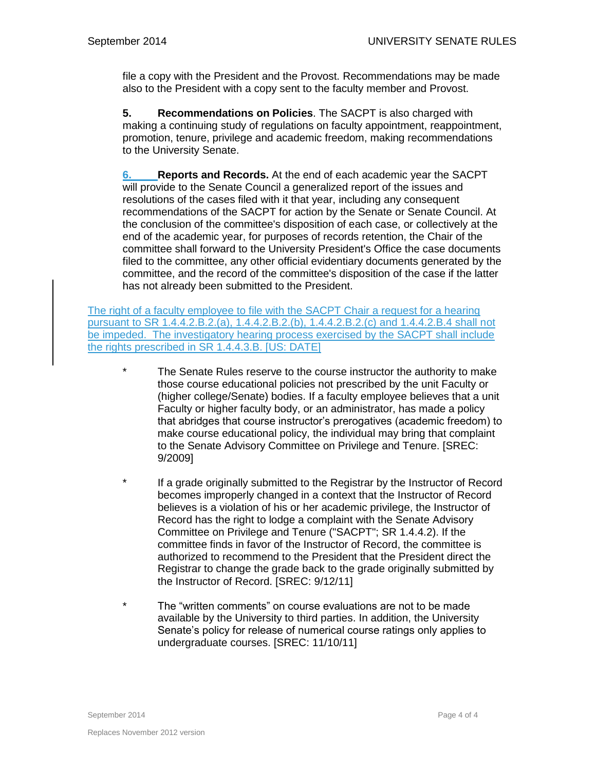file a copy with the President and the Provost. Recommendations may be made also to the President with a copy sent to the faculty member and Provost.

**5. Recommendations on Policies**. The SACPT is also charged with making a continuing study of regulations on faculty appointment, reappointment, promotion, tenure, privilege and academic freedom, making recommendations to the University Senate.

**6. Reports and Records.** At the end of each academic year the SACPT will provide to the Senate Council a generalized report of the issues and resolutions of the cases filed with it that year, including any consequent recommendations of the SACPT for action by the Senate or Senate Council. At the conclusion of the committee's disposition of each case, or collectively at the end of the academic year, for purposes of records retention, the Chair of the committee shall forward to the University President's Office the case documents filed to the committee, any other official evidentiary documents generated by the committee, and the record of the committee's disposition of the case if the latter has not already been submitted to the President.

The right of a faculty employee to file with the SACPT Chair a request for a hearing pursuant to SR 1.4.4.2.B.2.(a), 1.4.4.2.B.2.(b), 1.4.4.2.B.2.(c) and 1.4.4.2.B.4 shall not be impeded. The investigatory hearing process exercised by the SACPT shall include the rights prescribed in SR 1.4.4.3.B. [US: DATE]

\* The Senate Rules reserve to the course instructor the authority to make those course educational policies not prescribed by the unit Faculty or (higher college/Senate) bodies. If a faculty employee believes that a unit Faculty or higher faculty body, or an administrator, has made a policy that abridges that course instructor's prerogatives (academic freedom) to make course educational policy, the individual may bring that complaint to the Senate Advisory Committee on Privilege and Tenure. [SREC: 9/2009]

\* If a grade originally submitted to the Registrar by the Instructor of Record becomes improperly changed in a context that the Instructor of Record believes is a violation of his or her academic privilege, the Instructor of Record has the right to lodge a complaint with the Senate Advisory Committee on Privilege and Tenure ("SACPT"; SR 1.4.4.2). If the committee finds in favor of the Instructor of Record, the committee is authorized to recommend to the President that the President direct the Registrar to change the grade back to the grade originally submitted by the Instructor of Record. [SREC: 9/12/11]

\* The "written comments" on course evaluations are not to be made available by the University to third parties. In addition, the University Senate's policy for release of numerical course ratings only applies to undergraduate courses. [SREC: 11/10/11]

Replaces November 2012 version